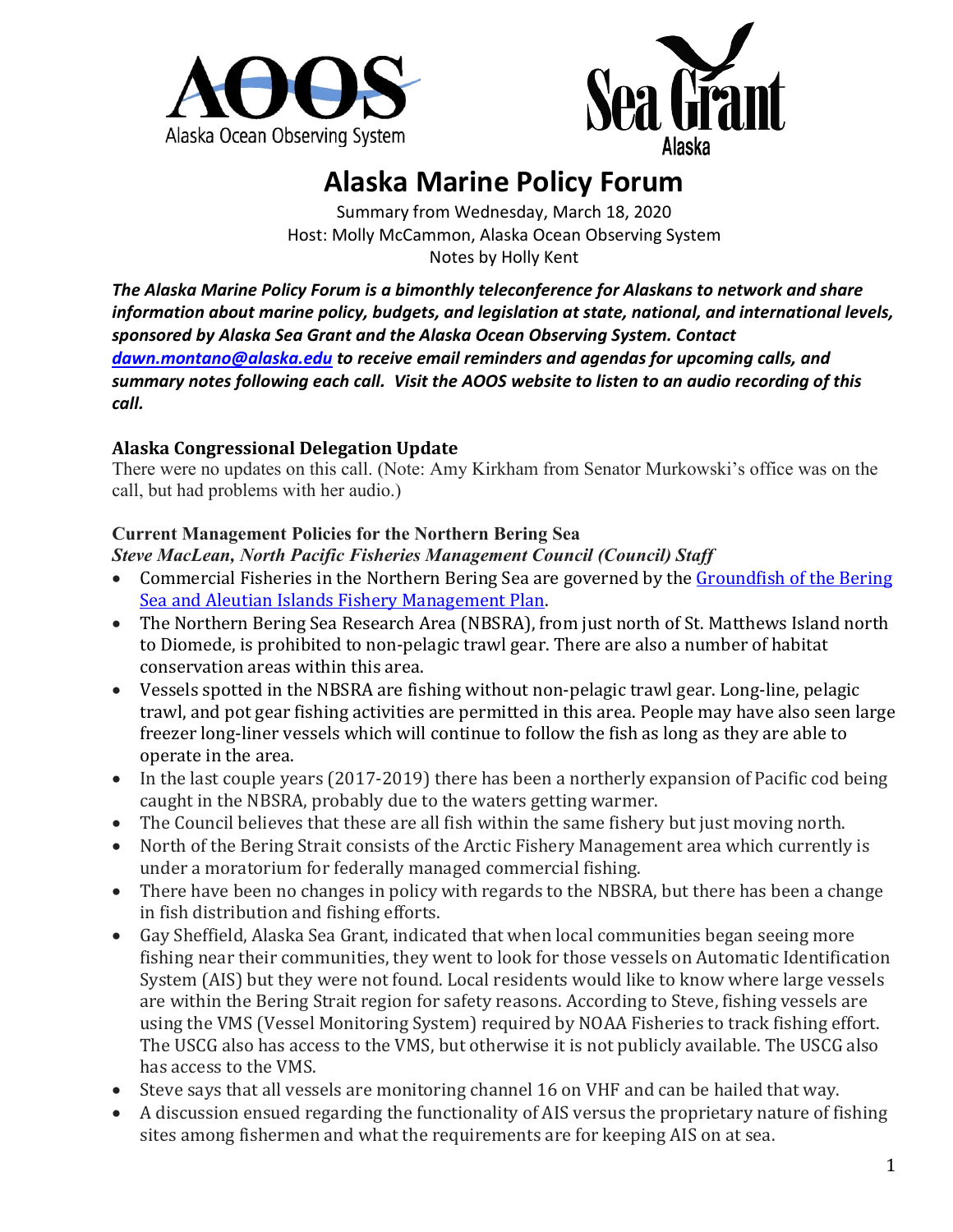# Alaska Marine Policy Forum

Summary from Wednesday, March 18, 2020
Host: Molly McCammon, Alaska Ocean Observing System
Notes by Holly Kent

***The Alaska Marine Policy Forum is a bimonthly teleconference for Alaskans to network and share information about marine policy, budgets, and legislation at state, national, and international levels, sponsored by Alaska Sea Grant and the Alaska Ocean Observing System. Contact [dawn.montano@alaska.edu](mailto:dawn.montano@alaska.edu) to receive email reminders and agendas for upcoming calls, and summary notes following each call. Visit the AOOS website to listen to an audio recording of this call.***

### Alaska Congressional Delegation Update

There were no updates on this call. (Note: Amy Kirkham from Senator Murkowski's office was on the call, but had problems with her audio.)

### Current Management Policies for the Northern Bering Sea

***Steve MacLean, North Pacific Fisheries Management Council (Council) Staff***

- Commercial Fisheries in the Northern Bering Sea are governed by the Groundfish of the Bering Sea and Aleutian Islands Fishery Management Plan.
- The Northern Bering Sea Research Area (NBSRA), from just north of St. Matthews Island north to Diomede, is prohibited to non-pelagic trawl gear. There are also a number of habitat conservation areas within this area.
- Vessels spotted in the NBSRA are fishing without non-pelagic trawl gear. Long-line, pelagic trawl, and pot gear fishing activities are permitted in this area. People may have also seen large freezer long-liner vessels which will continue to follow the fish as long as they are able to operate in the area.
- In the last couple years (2017-2019) there has been a northerly expansion of Pacific cod being caught in the NBSRA, probably due to the waters getting warmer.
- The Council believes that these are all fish within the same fishery but just moving north.
- North of the Bering Strait consists of the Arctic Fishery Management area which currently is under a moratorium for federally managed commercial fishing.
- There have been no changes in policy with regards to the NBSRA, but there has been a change in fish distribution and fishing efforts.
- Gay Sheffield, Alaska Sea Grant, indicated that when local communities began seeing more fishing near their communities, they went to look for those vessels on Automatic Identification System (AIS) but they were not found. Local residents would like to know where large vessels are within the Bering Strait region for safety reasons. According to Steve, fishing vessels are using the VMS (Vessel Monitoring System) required by NOAA Fisheries to track fishing effort. The USCG also has access to the VMS, but otherwise it is not publicly available. The USCG also has access to the VMS.
- Steve says that all vessels are monitoring channel 16 on VHF and can be hailed that way.
- A discussion ensued regarding the functionality of AIS versus the proprietary nature of fishing sites among fishermen and what the requirements are for keeping AIS on at sea.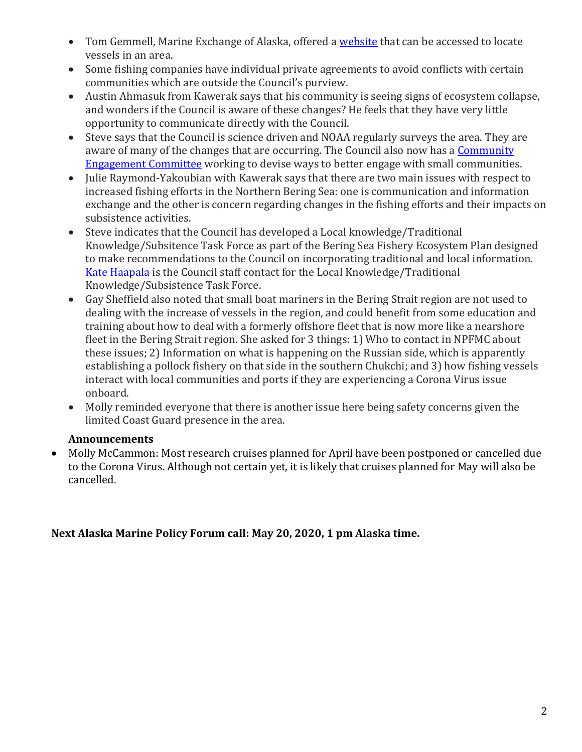- Tom Gemmell, Marine Exchange of Alaska, offered a website that can be accessed to locate vessels in an area.
- Some fishing companies have individual private agreements to avoid conflicts with certain communities which are outside the Council's purview.
- Austin Ahmasuk from Kawerak says that his community is seeing signs of ecosystem collapse, and wonders if the Council is aware of these changes? He feels that they have very little opportunity to communicate directly with the Council.
- Steve says that the Council is science driven and NOAA regularly surveys the area. They are aware of many of the changes that are occurring. The Council also now has a Community Engagement Committee working to devise ways to better engage with small communities.
- Julie Raymond-Yakoubian with Kawerak says that there are two main issues with respect to increased fishing efforts in the Northern Bering Sea: one is communication and information exchange and the other is concern regarding changes in the fishing efforts and their impacts on subsistence activities.
- Steve indicates that the Council has developed a Local knowledge/Traditional Knowledge/Subsitence Task Force as part of the Bering Sea Fishery Ecosystem Plan designed to make recommendations to the Council on incorporating traditional and local information. Kate Haapala is the Council staff contact for the Local Knowledge/Traditional Knowledge/Subsistence Task Force.
- Gay Sheffield also noted that small boat mariners in the Bering Strait region are not used to dealing with the increase of vessels in the region, and could benefit from some education and training about how to deal with a formerly offshore fleet that is now more like a nearshore fleet in the Bering Strait region. She asked for 3 things: 1) Who to contact in NPFMC about these issues; 2) Information on what is happening on the Russian side, which is apparently establishing a pollock fishery on that side in the southern Chukchi; and 3) how fishing vessels interact with local communities and ports if they are experiencing a Corona Virus issue onboard.
- Molly reminded everyone that there is another issue here being safety concerns given the limited Coast Guard presence in the area.

**Announcements**

- Molly McCammon: Most research cruises planned for April have been postponed or cancelled due to the Corona Virus. Although not certain yet, it is likely that cruises planned for May will also be cancelled.

**Next Alaska Marine Policy Forum call: May 20, 2020, 1 pm Alaska time.**